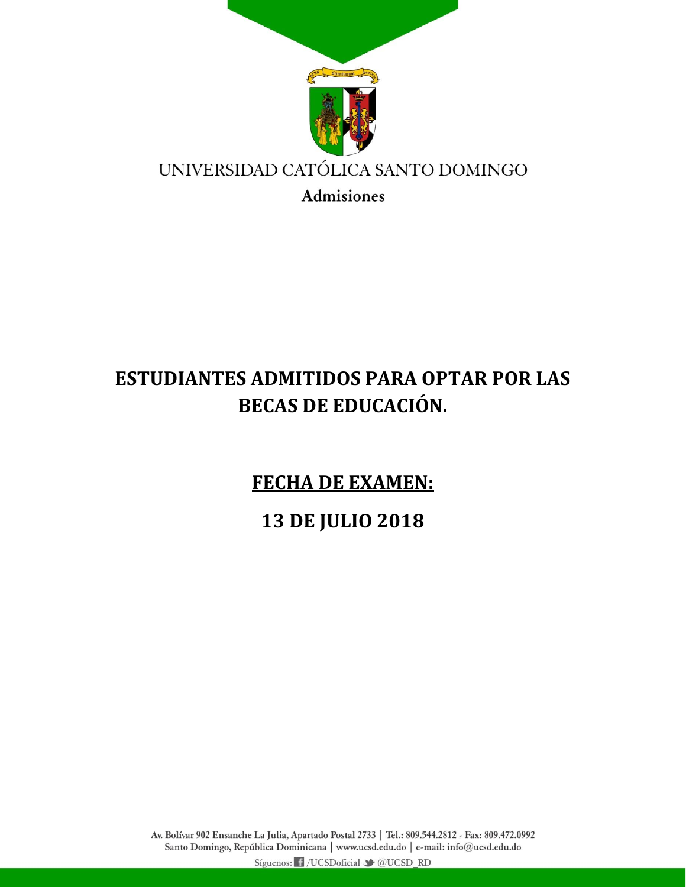UNIVERSIDAD CATÓLICA SANTO DOMINGO

**Admisiones**

# ESTUDIANTES ADMITIDOS PARA OPTAR POR LAS BECAS DE EDUCACIÓN.

## <u>FECHA DE EXAMEN:</u>

## 13 DE JULIO 2018

Av. Bolívar 902 Ensanche La Julia, Apartado Postal 2733 | Tel.: 809.544.2812 - Fax: 809.472.0992
Santo Domingo, República Dominicana | www.ucsd.edu.do | e-mail: info@ucsd.edu.do
Síguenos: /UCSDoficial @UCSD_RD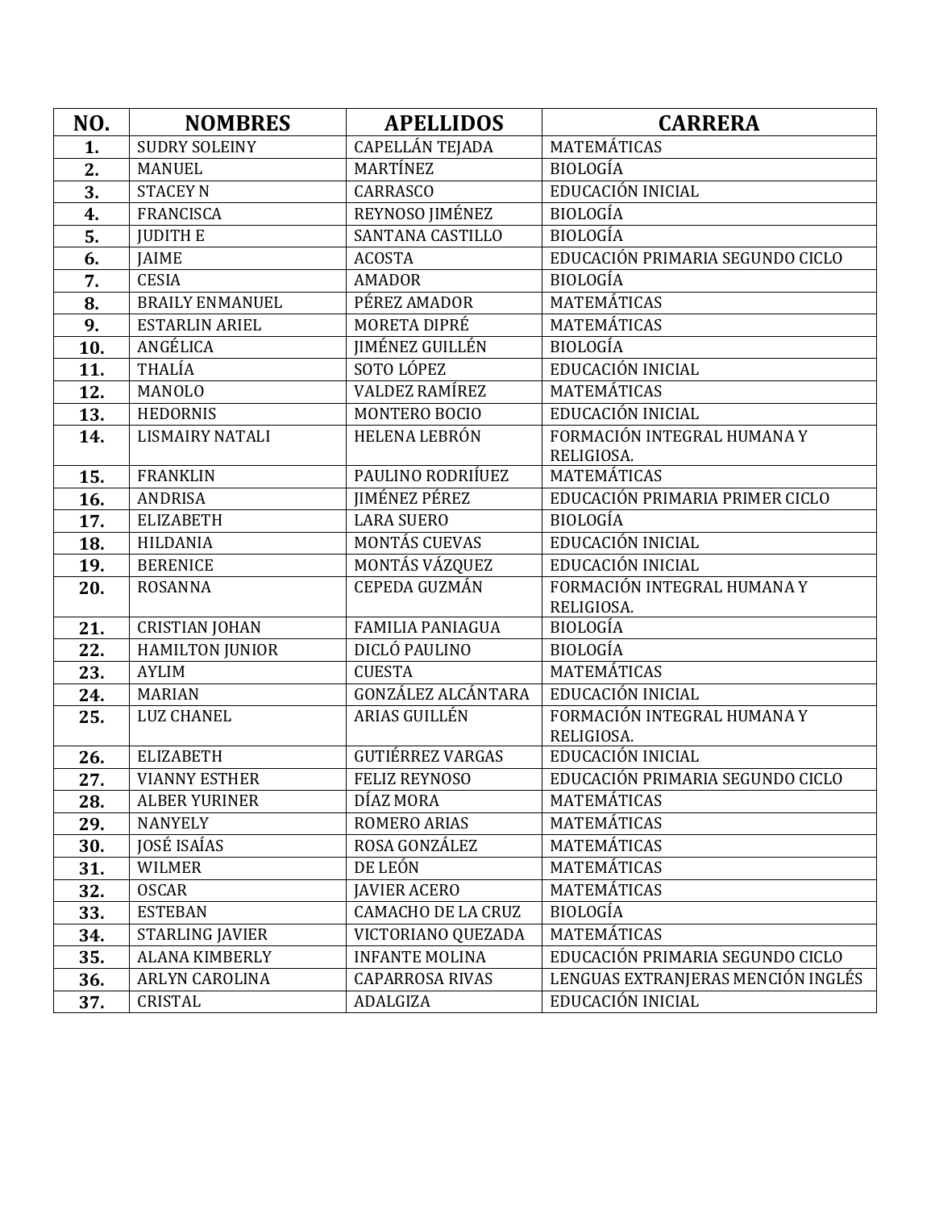| NO. | NOMBRES | APELLIDOS | CARRERA |
|---|---|---|---|
| **1.** | SUDRY SOLEINY | CAPELLÁN TEJADA | MATEMÁTICAS |
| **2.** | MANUEL | MARTÍNEZ | BIOLOGÍA |
| **3.** | STACEY N | CARRASCO | EDUCACIÓN INICIAL |
| **4.** | FRANCISCA | REYNOSO JIMÉNEZ | BIOLOGÍA |
| **5.** | JUDITH E | SANTANA CASTILLO | BIOLOGÍA |
| **6.** | JAIME | ACOSTA | EDUCACIÓN PRIMARIA SEGUNDO CICLO |
| **7.** | CESIA | AMADOR | BIOLOGÍA |
| **8.** | BRAILY ENMANUEL | PÉREZ AMADOR | MATEMÁTICAS |
| **9.** | ESTARLIN ARIEL | MORETA DIPRÉ | MATEMÁTICAS |
| **10.** | ANGÉLICA | JIMÉNEZ GUILLÉN | BIOLOGÍA |
| **11.** | THALÍA | SOTO LÓPEZ | EDUCACIÓN INICIAL |
| **12.** | MANOLO | VALDEZ RAMÍREZ | MATEMÁTICAS |
| **13.** | HEDORNIS | MONTERO BOCIO | EDUCACIÓN INICIAL |
| **14.** | LISMAIRY NATALI | HELENA LEBRÓN | FORMACIÓN INTEGRAL HUMANA Y RELIGIOSA. |
| **15.** | FRANKLIN | PAULINO RODRIÍUEZ | MATEMÁTICAS |
| **16.** | ANDRISA | JIMÉNEZ PÉREZ | EDUCACIÓN PRIMARIA PRIMER CICLO |
| **17.** | ELIZABETH | LARA SUERO | BIOLOGÍA |
| **18.** | HILDANIA | MONTÁS CUEVAS | EDUCACIÓN INICIAL |
| **19.** | BERENICE | MONTÁS VÁZQUEZ | EDUCACIÓN INICIAL |
| **20.** | ROSANNA | CEPEDA GUZMÁN | FORMACIÓN INTEGRAL HUMANA Y RELIGIOSA. |
| **21.** | CRISTIAN JOHAN | FAMILIA PANIAGUA | BIOLOGÍA |
| **22.** | HAMILTON JUNIOR | DICLÓ PAULINO | BIOLOGÍA |
| **23.** | AYLIM | CUESTA | MATEMÁTICAS |
| **24.** | MARIAN | GONZÁLEZ ALCÁNTARA | EDUCACIÓN INICIAL |
| **25.** | LUZ CHANEL | ARIAS GUILLÉN | FORMACIÓN INTEGRAL HUMANA Y RELIGIOSA. |
| **26.** | ELIZABETH | GUTIÉRREZ VARGAS | EDUCACIÓN INICIAL |
| **27.** | VIANNY ESTHER | FELIZ REYNOSO | EDUCACIÓN PRIMARIA SEGUNDO CICLO |
| **28.** | ALBER YURINER | DÍAZ MORA | MATEMÁTICAS |
| **29.** | NANYELY | ROMERO ARIAS | MATEMÁTICAS |
| **30.** | JOSÉ ISAÍAS | ROSA GONZÁLEZ | MATEMÁTICAS |
| **31.** | WILMER | DE LEÓN | MATEMÁTICAS |
| **32.** | OSCAR | JAVIER ACERO | MATEMÁTICAS |
| **33.** | ESTEBAN | CAMACHO DE LA CRUZ | BIOLOGÍA |
| **34.** | STARLING JAVIER | VICTORIANO QUEZADA | MATEMÁTICAS |
| **35.** | ALANA KIMBERLY | INFANTE MOLINA | EDUCACIÓN PRIMARIA SEGUNDO CICLO |
| **36.** | ARLYN CAROLINA | CAPARROSA RIVAS | LENGUAS EXTRANJERAS MENCIÓN INGLÉS |
| **37.** | CRISTAL | ADALGIZA | EDUCACIÓN INICIAL |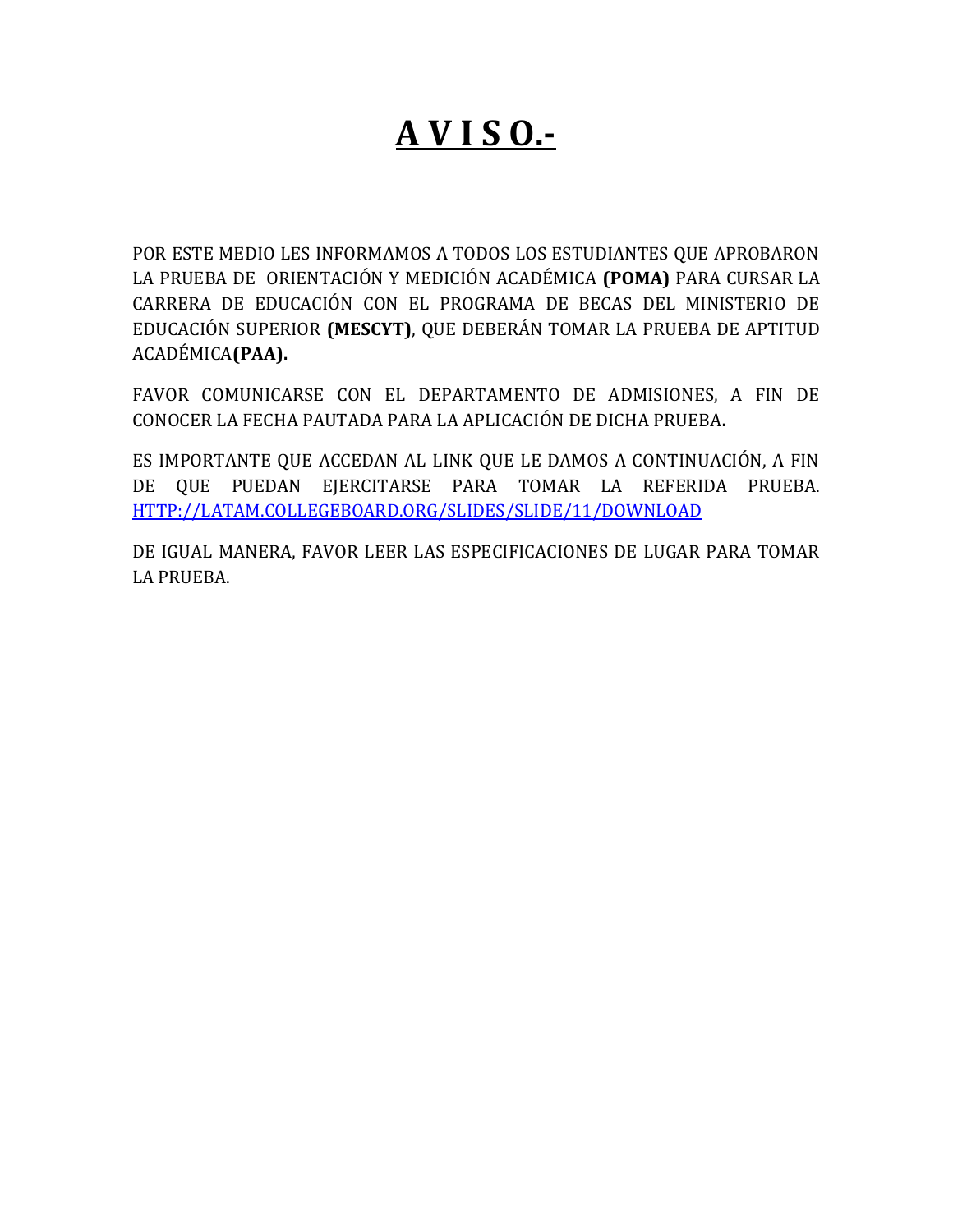# **A V I S O.-**

POR ESTE MEDIO LES INFORMAMOS A TODOS LOS ESTUDIANTES QUE APROBARON LA PRUEBA DE ORIENTACIÓN Y MEDICIÓN ACADÉMICA **(POMA)** PARA CURSAR LA CARRERA DE EDUCACIÓN CON EL PROGRAMA DE BECAS DEL MINISTERIO DE EDUCACIÓN SUPERIOR **(MESCYT)**, QUE DEBERÁN TOMAR LA PRUEBA DE APTITUD ACADÉMICA**(PAA).**

FAVOR COMUNICARSE CON EL DEPARTAMENTO DE ADMISIONES, A FIN DE CONOCER LA FECHA PAUTADA PARA LA APLICACIÓN DE DICHA PRUEBA**.**

ES IMPORTANTE QUE ACCEDAN AL LINK QUE LE DAMOS A CONTINUACIÓN, A FIN DE QUE PUEDAN EJERCITARSE PARA TOMAR LA REFERIDA PRUEBA. [HTTP://LATAM.COLLEGEBOARD.ORG/SLIDES/SLIDE/11/DOWNLOAD](HTTP://LATAM.COLLEGEBOARD.ORG/SLIDES/SLIDE/11/DOWNLOAD)

DE IGUAL MANERA, FAVOR LEER LAS ESPECIFICACIONES DE LUGAR PARA TOMAR LA PRUEBA.